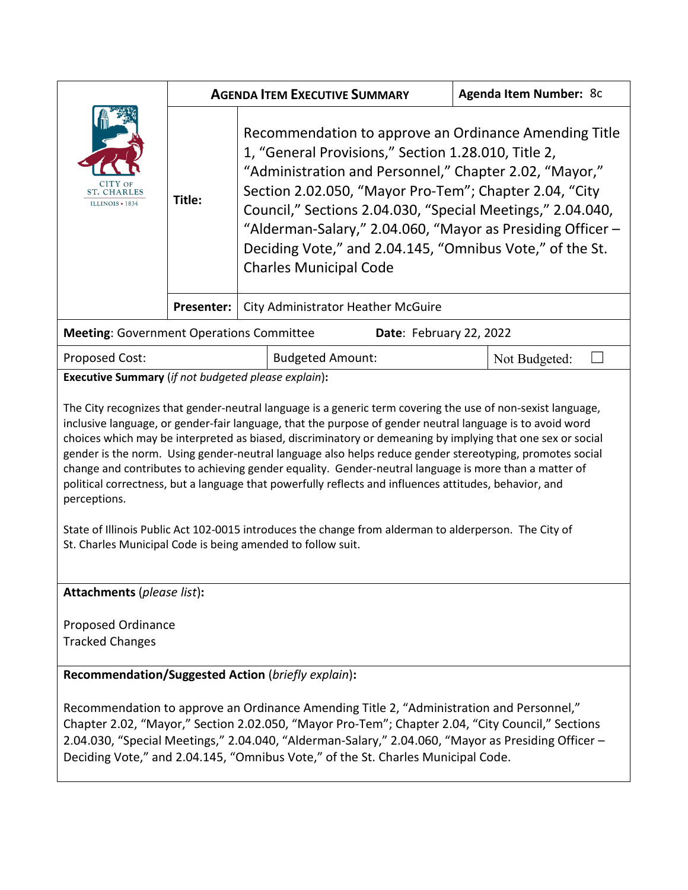| CITY OF ST. CHARLES ILLINOIS • 1834 | **AGENDA ITEM EXECUTIVE SUMMARY** | | **Agenda Item Number:** 8c |
|---|---|---|---|
| | **Title:** | Recommendation to approve an Ordinance Amending Title 1, "General Provisions," Section 1.28.010, Title 2, "Administration and Personnel," Chapter 2.02, "Mayor," Section 2.02.050, "Mayor Pro-Tem"; Chapter 2.04, "City Council," Sections 2.04.030, "Special Meetings," 2.04.040, "Alderman-Salary," 2.04.060, "Mayor as Presiding Officer – Deciding Vote," and 2.04.145, "Omnibus Vote," of the St. Charles Municipal Code | |
| | **Presenter:** | City Administrator Heather McGuire | |

**Meeting**: Government Operations Committee **Date**: February 22, 2022

| Proposed Cost: | Budgeted Amount: | Not Budgeted: ☐ |
|---|---|---|

**Executive Summary** (*if not budgeted please explain*)**:**

The City recognizes that gender-neutral language is a generic term covering the use of non-sexist language, inclusive language, or gender-fair language, that the purpose of gender neutral language is to avoid word choices which may be interpreted as biased, discriminatory or demeaning by implying that one sex or social gender is the norm. Using gender-neutral language also helps reduce gender stereotyping, promotes social change and contributes to achieving gender equality. Gender-neutral language is more than a matter of political correctness, but a language that powerfully reflects and influences attitudes, behavior, and perceptions.

State of Illinois Public Act 102-0015 introduces the change from alderman to alderperson. The City of St. Charles Municipal Code is being amended to follow suit.

**Attachments** (*please list*)**:**

Proposed Ordinance
Tracked Changes

**Recommendation/Suggested Action** (*briefly explain*)**:**

Recommendation to approve an Ordinance Amending Title 2, "Administration and Personnel," Chapter 2.02, "Mayor," Section 2.02.050, "Mayor Pro-Tem"; Chapter 2.04, "City Council," Sections 2.04.030, "Special Meetings," 2.04.040, "Alderman-Salary," 2.04.060, "Mayor as Presiding Officer – Deciding Vote," and 2.04.145, "Omnibus Vote," of the St. Charles Municipal Code.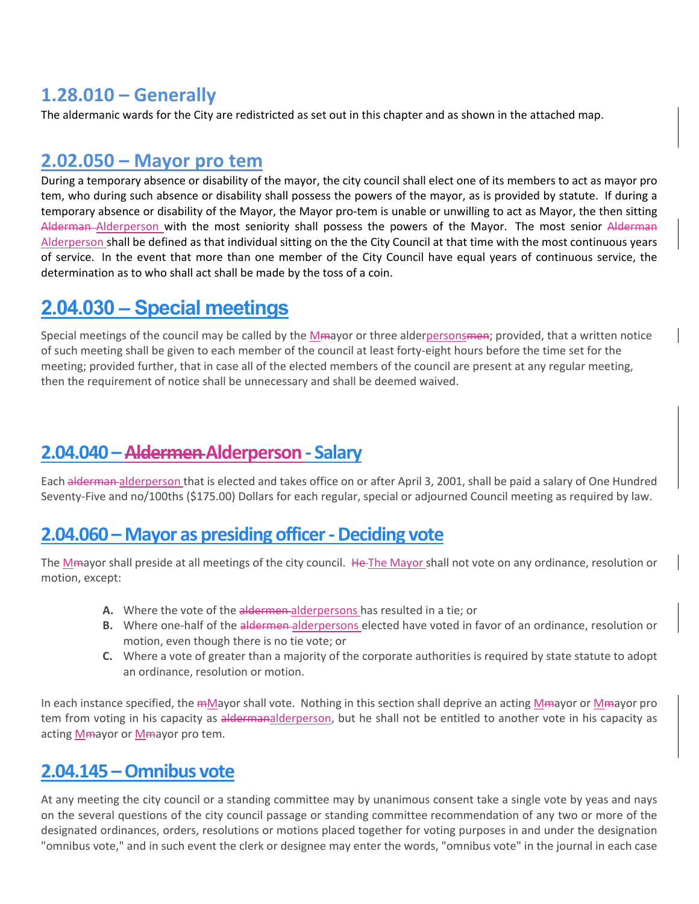## 1.28.010 – Generally

The aldermanic wards for the City are redistricted as set out in this chapter and as shown in the attached map.

## 2.02.050 – Mayor pro tem

During a temporary absence or disability of the mayor, the city council shall elect one of its members to act as mayor pro tem, who during such absence or disability shall possess the powers of the mayor, as is provided by statute. If during a temporary absence or disability of the Mayor, the Mayor pro-tem is unable or unwilling to act as Mayor, the then sitting ~~Alderman~~ Alderperson with the most seniority shall possess the powers of the Mayor. The most senior ~~Alderman~~ Alderperson shall be defined as that individual sitting on the the City Council at that time with the most continuous years of service. In the event that more than one member of the City Council have equal years of continuous service, the determination as to who shall act shall be made by the toss of a coin.

## 2.04.030 – Special meetings

Special meetings of the council may be called by the M~~m~~ayor or three alderpersons~~men~~; provided, that a written notice of such meeting shall be given to each member of the council at least forty-eight hours before the time set for the meeting; provided further, that in case all of the elected members of the council are present at any regular meeting, then the requirement of notice shall be unnecessary and shall be deemed waived.

## 2.04.040 – ~~Aldermen~~ Alderperson - Salary

Each ~~alderman~~ alderperson that is elected and takes office on or after April 3, 2001, shall be paid a salary of One Hundred Seventy-Five and no/100ths ($175.00) Dollars for each regular, special or adjourned Council meeting as required by law.

## 2.04.060 – Mayor as presiding officer - Deciding vote

The M~~m~~ayor shall preside at all meetings of the city council. ~~He~~ The Mayor shall not vote on any ordinance, resolution or motion, except:

- **A.** Where the vote of the ~~aldermen~~ alderpersons has resulted in a tie; or
- **B.** Where one-half of the ~~aldermen~~ alderpersons elected have voted in favor of an ordinance, resolution or motion, even though there is no tie vote; or
- **C.** Where a vote of greater than a majority of the corporate authorities is required by state statute to adopt an ordinance, resolution or motion.

In each instance specified, the ~~m~~Mayor shall vote. Nothing in this section shall deprive an acting M~~m~~ayor or M~~m~~ayor pro tem from voting in his capacity as ~~alderman~~alderperson, but he shall not be entitled to another vote in his capacity as acting M~~m~~ayor or M~~m~~ayor pro tem.

## 2.04.145 – Omnibus vote

At any meeting the city council or a standing committee may by unanimous consent take a single vote by yeas and nays on the several questions of the city council passage or standing committee recommendation of any two or more of the designated ordinances, orders, resolutions or motions placed together for voting purposes in and under the designation "omnibus vote," and in such event the clerk or designee may enter the words, "omnibus vote" in the journal in each case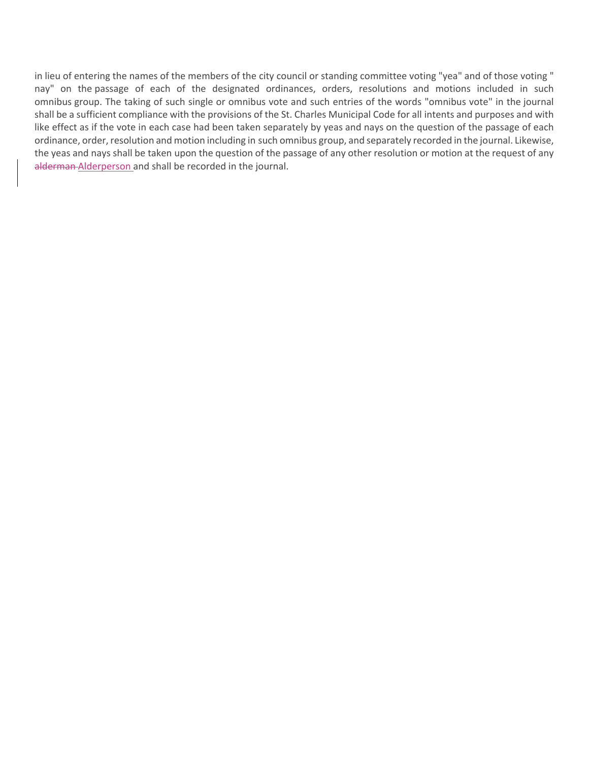in lieu of entering the names of the members of the city council or standing committee voting "yea" and of those voting " nay" on the passage of each of the designated ordinances, orders, resolutions and motions included in such omnibus group. The taking of such single or omnibus vote and such entries of the words "omnibus vote" in the journal shall be a sufficient compliance with the provisions of the St. Charles Municipal Code for all intents and purposes and with like effect as if the vote in each case had been taken separately by yeas and nays on the question of the passage of each ordinance, order, resolution and motion including in such omnibus group, and separately recorded in the journal. Likewise, the yeas and nays shall be taken upon the question of the passage of any other resolution or motion at the request of any ~~alderman~~ Alderperson and shall be recorded in the journal.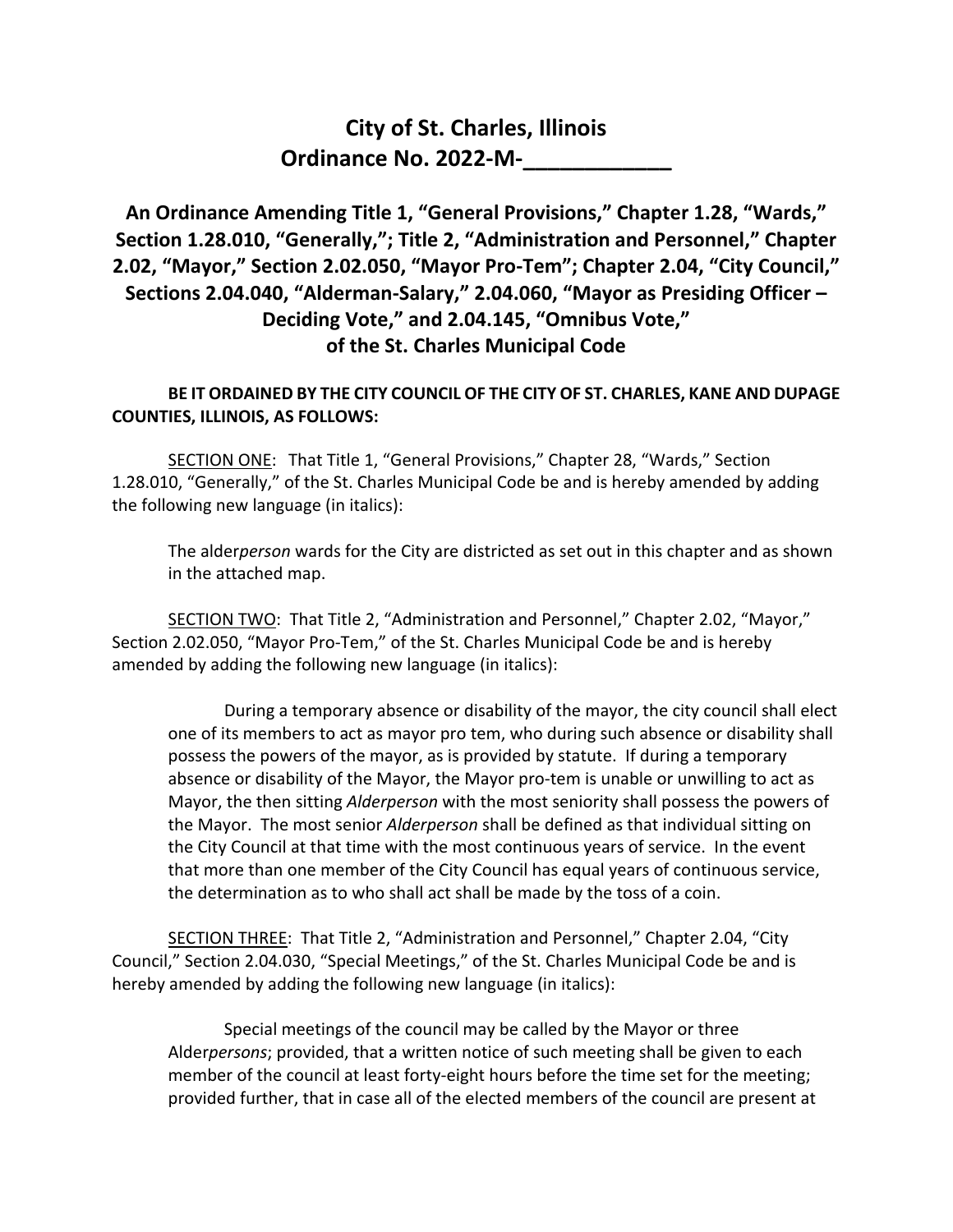# City of St. Charles, Illinois
# Ordinance No. 2022-M-____________

## An Ordinance Amending Title 1, "General Provisions," Chapter 1.28, "Wards," Section 1.28.010, "Generally,"; Title 2, "Administration and Personnel," Chapter 2.02, "Mayor," Section 2.02.050, "Mayor Pro-Tem"; Chapter 2.04, "City Council," Sections 2.04.040, "Alderman-Salary," 2.04.060, "Mayor as Presiding Officer – Deciding Vote," and 2.04.145, "Omnibus Vote," of the St. Charles Municipal Code

**BE IT ORDAINED BY THE CITY COUNCIL OF THE CITY OF ST. CHARLES, KANE AND DUPAGE COUNTIES, ILLINOIS, AS FOLLOWS:**

SECTION ONE: That Title 1, "General Provisions," Chapter 28, "Wards," Section 1.28.010, "Generally," of the St. Charles Municipal Code be and is hereby amended by adding the following new language (in italics):

> The alder*person* wards for the City are districted as set out in this chapter and as shown in the attached map.

SECTION TWO: That Title 2, "Administration and Personnel," Chapter 2.02, "Mayor," Section 2.02.050, "Mayor Pro-Tem," of the St. Charles Municipal Code be and is hereby amended by adding the following new language (in italics):

> During a temporary absence or disability of the mayor, the city council shall elect one of its members to act as mayor pro tem, who during such absence or disability shall possess the powers of the mayor, as is provided by statute. If during a temporary absence or disability of the Mayor, the Mayor pro-tem is unable or unwilling to act as Mayor, the then sitting *Alderperson* with the most seniority shall possess the powers of the Mayor. The most senior *Alderperson* shall be defined as that individual sitting on the City Council at that time with the most continuous years of service. In the event that more than one member of the City Council has equal years of continuous service, the determination as to who shall act shall be made by the toss of a coin.

SECTION THREE: That Title 2, "Administration and Personnel," Chapter 2.04, "City Council," Section 2.04.030, "Special Meetings," of the St. Charles Municipal Code be and is hereby amended by adding the following new language (in italics):

> Special meetings of the council may be called by the Mayor or three Alder*persons*; provided, that a written notice of such meeting shall be given to each member of the council at least forty-eight hours before the time set for the meeting; provided further, that in case all of the elected members of the council are present at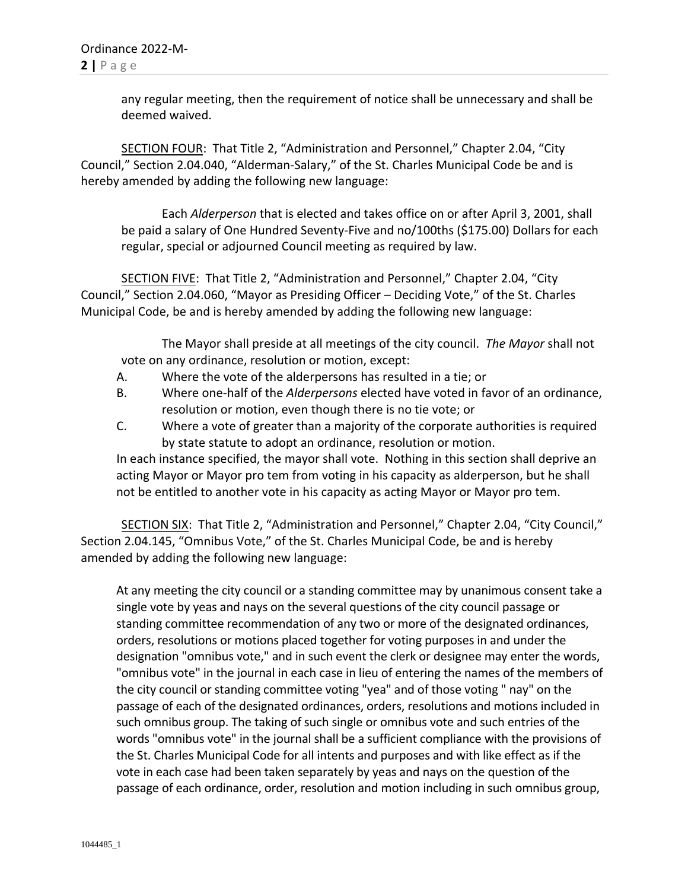any regular meeting, then the requirement of notice shall be unnecessary and shall be deemed waived.

<u>SECTION FOUR</u>: That Title 2, "Administration and Personnel," Chapter 2.04, "City Council," Section 2.04.040, "Alderman-Salary," of the St. Charles Municipal Code be and is hereby amended by adding the following new language:

> Each *Alderperson* that is elected and takes office on or after April 3, 2001, shall be paid a salary of One Hundred Seventy-Five and no/100ths ($175.00) Dollars for each regular, special or adjourned Council meeting as required by law.

<u>SECTION FIVE</u>: That Title 2, "Administration and Personnel," Chapter 2.04, "City Council," Section 2.04.060, "Mayor as Presiding Officer – Deciding Vote," of the St. Charles Municipal Code, be and is hereby amended by adding the following new language:

> The Mayor shall preside at all meetings of the city council. *The Mayor* shall not vote on any ordinance, resolution or motion, except:
>
> A. Where the vote of the alderpersons has resulted in a tie; or
>
> B. Where one-half of the *Alderpersons* elected have voted in favor of an ordinance, resolution or motion, even though there is no tie vote; or
>
> C. Where a vote of greater than a majority of the corporate authorities is required by state statute to adopt an ordinance, resolution or motion.
>
> In each instance specified, the mayor shall vote. Nothing in this section shall deprive an acting Mayor or Mayor pro tem from voting in his capacity as alderperson, but he shall not be entitled to another vote in his capacity as acting Mayor or Mayor pro tem.

<u>SECTION SIX</u>: That Title 2, "Administration and Personnel," Chapter 2.04, "City Council," Section 2.04.145, "Omnibus Vote," of the St. Charles Municipal Code, be and is hereby amended by adding the following new language:

> At any meeting the city council or a standing committee may by unanimous consent take a single vote by yeas and nays on the several questions of the city council passage or standing committee recommendation of any two or more of the designated ordinances, orders, resolutions or motions placed together for voting purposes in and under the designation "omnibus vote," and in such event the clerk or designee may enter the words, "omnibus vote" in the journal in each case in lieu of entering the names of the members of the city council or standing committee voting "yea" and of those voting " nay" on the passage of each of the designated ordinances, orders, resolutions and motions included in such omnibus group. The taking of such single or omnibus vote and such entries of the words "omnibus vote" in the journal shall be a sufficient compliance with the provisions of the St. Charles Municipal Code for all intents and purposes and with like effect as if the vote in each case had been taken separately by yeas and nays on the question of the passage of each ordinance, order, resolution and motion including in such omnibus group,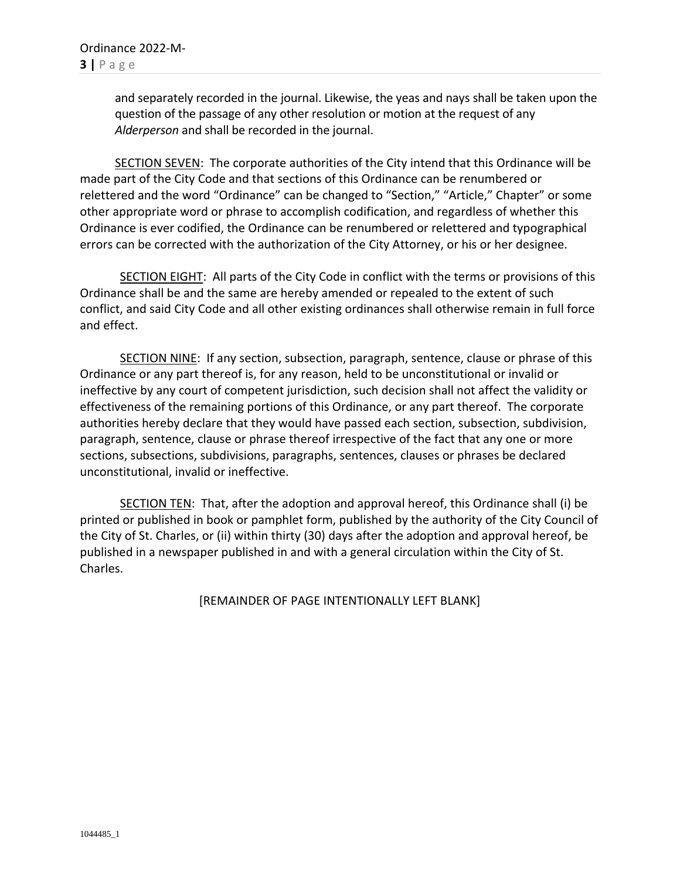and separately recorded in the journal. Likewise, the yeas and nays shall be taken upon the question of the passage of any other resolution or motion at the request of any *Alderperson* and shall be recorded in the journal.

SECTION SEVEN: The corporate authorities of the City intend that this Ordinance will be made part of the City Code and that sections of this Ordinance can be renumbered or relettered and the word "Ordinance" can be changed to "Section," "Article," Chapter" or some other appropriate word or phrase to accomplish codification, and regardless of whether this Ordinance is ever codified, the Ordinance can be renumbered or relettered and typographical errors can be corrected with the authorization of the City Attorney, or his or her designee.

SECTION EIGHT: All parts of the City Code in conflict with the terms or provisions of this Ordinance shall be and the same are hereby amended or repealed to the extent of such conflict, and said City Code and all other existing ordinances shall otherwise remain in full force and effect.

SECTION NINE: If any section, subsection, paragraph, sentence, clause or phrase of this Ordinance or any part thereof is, for any reason, held to be unconstitutional or invalid or ineffective by any court of competent jurisdiction, such decision shall not affect the validity or effectiveness of the remaining portions of this Ordinance, or any part thereof. The corporate authorities hereby declare that they would have passed each section, subsection, subdivision, paragraph, sentence, clause or phrase thereof irrespective of the fact that any one or more sections, subsections, subdivisions, paragraphs, sentences, clauses or phrases be declared unconstitutional, invalid or ineffective.

SECTION TEN: That, after the adoption and approval hereof, this Ordinance shall (i) be printed or published in book or pamphlet form, published by the authority of the City Council of the City of St. Charles, or (ii) within thirty (30) days after the adoption and approval hereof, be published in a newspaper published in and with a general circulation within the City of St. Charles.

[REMAINDER OF PAGE INTENTIONALLY LEFT BLANK]

1044485_1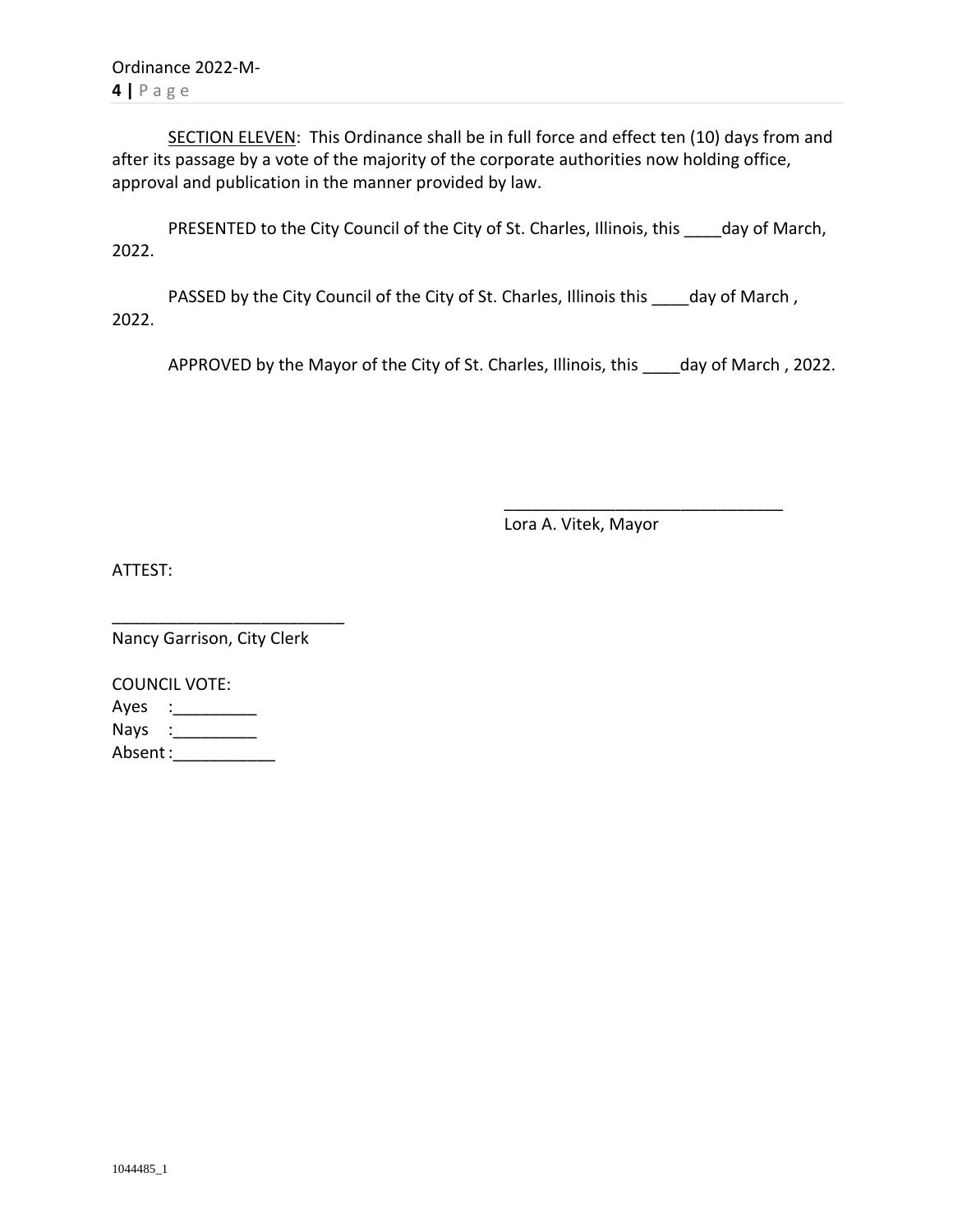<u>SECTION ELEVEN</u>: This Ordinance shall be in full force and effect ten (10) days from and after its passage by a vote of the majority of the corporate authorities now holding office, approval and publication in the manner provided by law.

PRESENTED to the City Council of the City of St. Charles, Illinois, this ____day of March, 2022.

PASSED by the City Council of the City of St. Charles, Illinois this ____day of March , 2022.

APPROVED by the Mayor of the City of St. Charles, Illinois, this ____day of March , 2022.

_______________________________
Lora A. Vitek, Mayor

ATTEST:

_________________________
Nancy Garrison, City Clerk

COUNCIL VOTE:
Ayes :_________
Nays :_________
Absent :___________

1044485_1